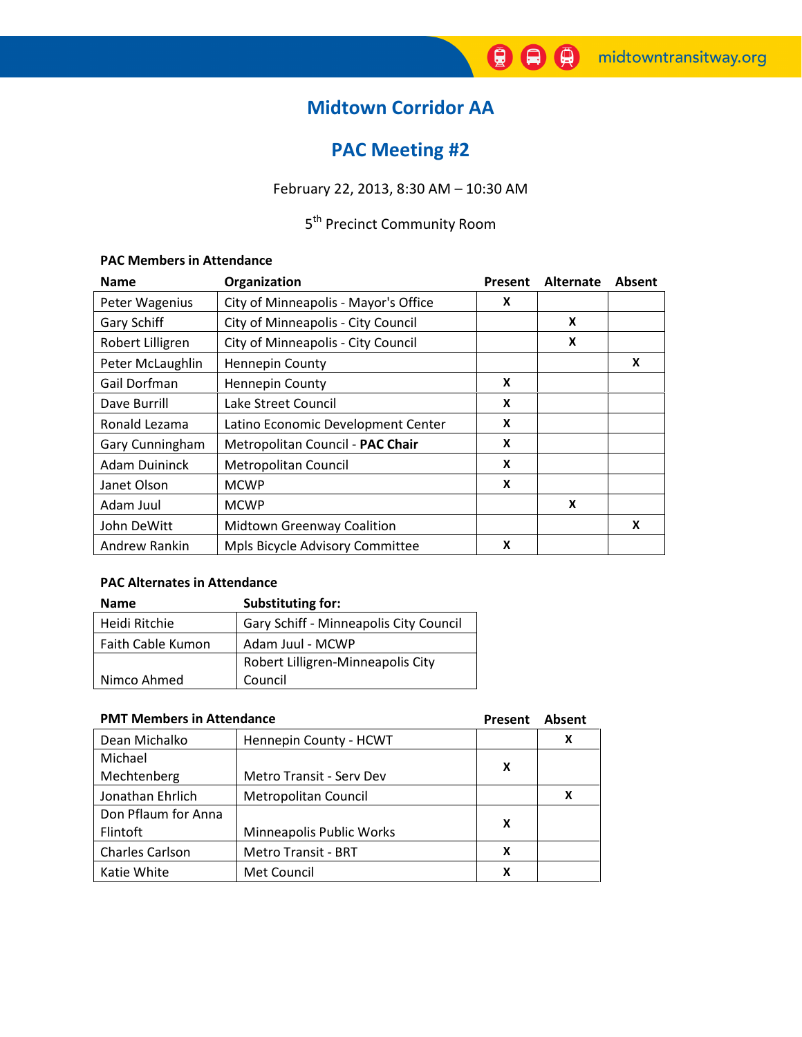# Midtown Corridor AA

## PAC Meeting #2

February 22, 2013, 8:30 AM – 10:30 AM

5th Precinct Community Room

### PAC Members in Attendance

| Name | Organization | Present | Alternate | Absent |
|---|---|---|---|---|
| Peter Wagenius | City of Minneapolis - Mayor's Office | X | | |
| Gary Schiff | City of Minneapolis - City Council | | X | |
| Robert Lilligren | City of Minneapolis - City Council | | X | |
| Peter McLaughlin | Hennepin County | | | X |
| Gail Dorfman | Hennepin County | X | | |
| Dave Burrill | Lake Street Council | X | | |
| Ronald Lezama | Latino Economic Development Center | X | | |
| Gary Cunningham | Metropolitan Council - **PAC Chair** | X | | |
| Adam Duininck | Metropolitan Council | X | | |
| Janet Olson | MCWP | X | | |
| Adam Juul | MCWP | | X | |
| John DeWitt | Midtown Greenway Coalition | | | X |
| Andrew Rankin | Mpls Bicycle Advisory Committee | X | | |

### PAC Alternates in Attendance

| Name | Substituting for: |
|---|---|
| Heidi Ritchie | Gary Schiff - Minneapolis City Council |
| Faith Cable Kumon | Adam Juul - MCWP |
| Nimco Ahmed | Robert Lilligren-Minneapolis City Council |

### PMT Members in Attendance

| Name | Organization | Present | Absent |
|---|---|---|---|
| Dean Michalko | Hennepin County - HCWT | | X |
| Michael Mechtenberg | Metro Transit - Serv Dev | X | |
| Jonathan Ehrlich | Metropolitan Council | | X |
| Don Pflaum for Anna Flintoft | Minneapolis Public Works | X | |
| Charles Carlson | Metro Transit - BRT | X | |
| Katie White | Met Council | X | |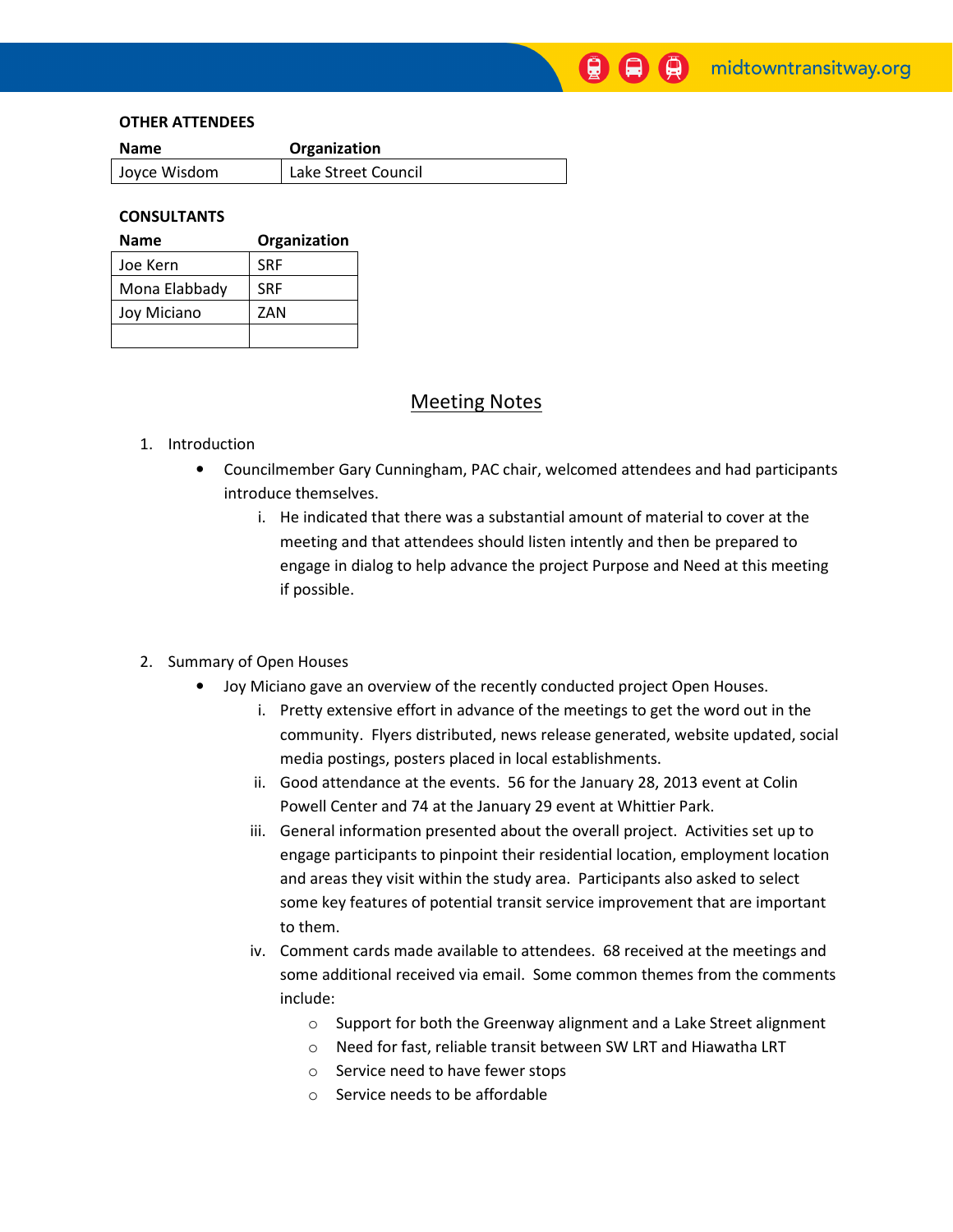**OTHER ATTENDEES**

| Name | Organization |
| --- | --- |
| Joyce Wisdom | Lake Street Council |

**CONSULTANTS**

| Name | Organization |
| --- | --- |
| Joe Kern | SRF |
| Mona Elabbady | SRF |
| Joy Miciano | ZAN |
| | |

## Meeting Notes

1. Introduction
   - Councilmember Gary Cunningham, PAC chair, welcomed attendees and had participants introduce themselves.
     1. He indicated that there was a substantial amount of material to cover at the meeting and that attendees should listen intently and then be prepared to engage in dialog to help advance the project Purpose and Need at this meeting if possible.

2. Summary of Open Houses
   - Joy Miciano gave an overview of the recently conducted project Open Houses.
     1. Pretty extensive effort in advance of the meetings to get the word out in the community. Flyers distributed, news release generated, website updated, social media postings, posters placed in local establishments.
     2. Good attendance at the events. 56 for the January 28, 2013 event at Colin Powell Center and 74 at the January 29 event at Whittier Park.
     3. General information presented about the overall project. Activities set up to engage participants to pinpoint their residential location, employment location and areas they visit within the study area. Participants also asked to select some key features of potential transit service improvement that are important to them.
     4. Comment cards made available to attendees. 68 received at the meetings and some additional received via email. Some common themes from the comments include:
        - Support for both the Greenway alignment and a Lake Street alignment
        - Need for fast, reliable transit between SW LRT and Hiawatha LRT
        - Service need to have fewer stops
        - Service needs to be affordable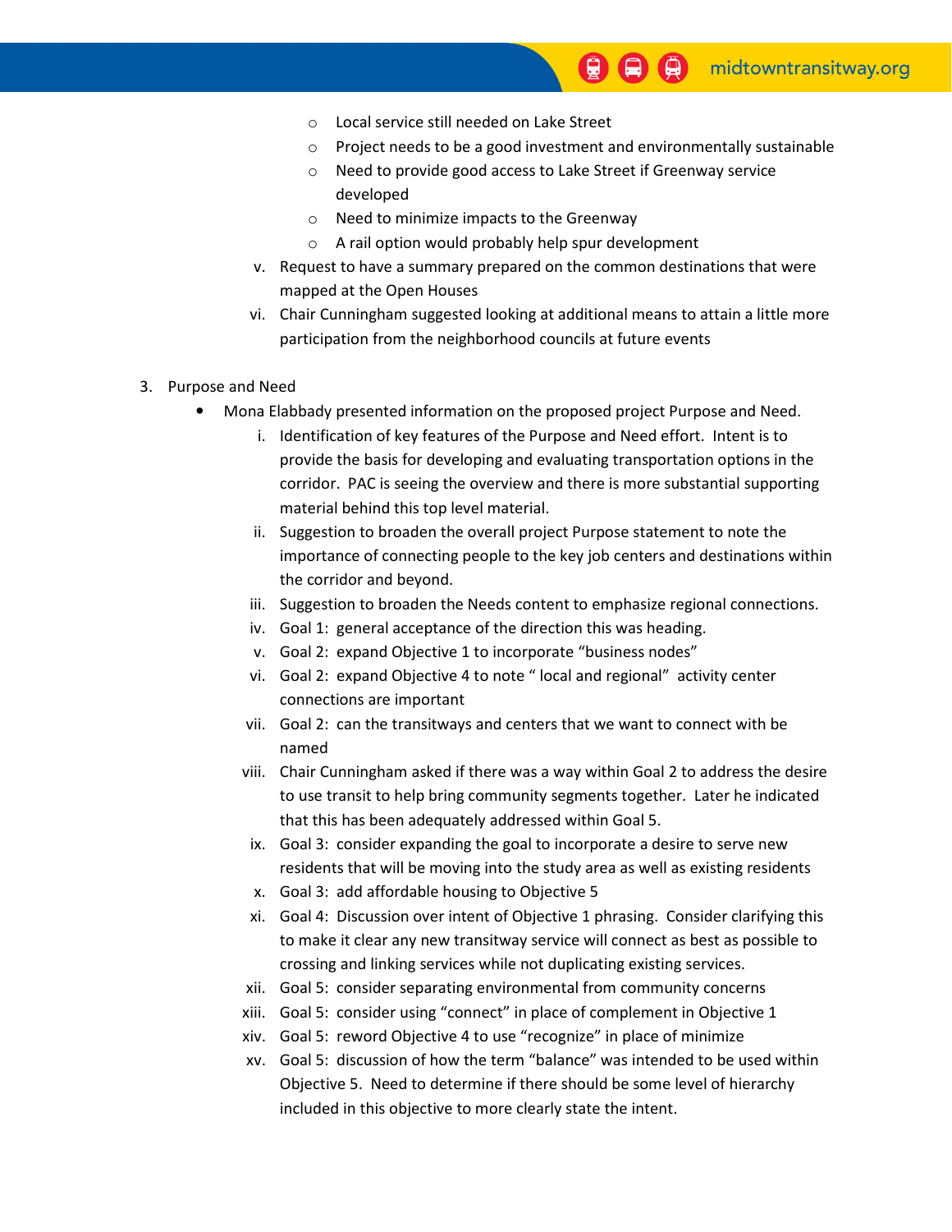- Local service still needed on Lake Street
    - Project needs to be a good investment and environmentally sustainable
    - Need to provide good access to Lake Street if Greenway service developed
    - Need to minimize impacts to the Greenway
    - A rail option would probably help spur development

v. Request to have a summary prepared on the common destinations that were mapped at the Open Houses

vi. Chair Cunningham suggested looking at additional means to attain a little more participation from the neighborhood councils at future events

3. Purpose and Need
   - Mona Elabbady presented information on the proposed project Purpose and Need.
     - i. Identification of key features of the Purpose and Need effort. Intent is to provide the basis for developing and evaluating transportation options in the corridor. PAC is seeing the overview and there is more substantial supporting material behind this top level material.
     - ii. Suggestion to broaden the overall project Purpose statement to note the importance of connecting people to the key job centers and destinations within the corridor and beyond.
     - iii. Suggestion to broaden the Needs content to emphasize regional connections.
     - iv. Goal 1: general acceptance of the direction this was heading.
     - v. Goal 2: expand Objective 1 to incorporate "business nodes"
     - vi. Goal 2: expand Objective 4 to note " local and regional" activity center connections are important
     - vii. Goal 2: can the transitways and centers that we want to connect with be named
     - viii. Chair Cunningham asked if there was a way within Goal 2 to address the desire to use transit to help bring community segments together. Later he indicated that this has been adequately addressed within Goal 5.
     - ix. Goal 3: consider expanding the goal to incorporate a desire to serve new residents that will be moving into the study area as well as existing residents
     - x. Goal 3: add affordable housing to Objective 5
     - xi. Goal 4: Discussion over intent of Objective 1 phrasing. Consider clarifying this to make it clear any new transitway service will connect as best as possible to crossing and linking services while not duplicating existing services.
     - xii. Goal 5: consider separating environmental from community concerns
     - xiii. Goal 5: consider using "connect" in place of complement in Objective 1
     - xiv. Goal 5: reword Objective 4 to use "recognize" in place of minimize
     - xv. Goal 5: discussion of how the term "balance" was intended to be used within Objective 5. Need to determine if there should be some level of hierarchy included in this objective to more clearly state the intent.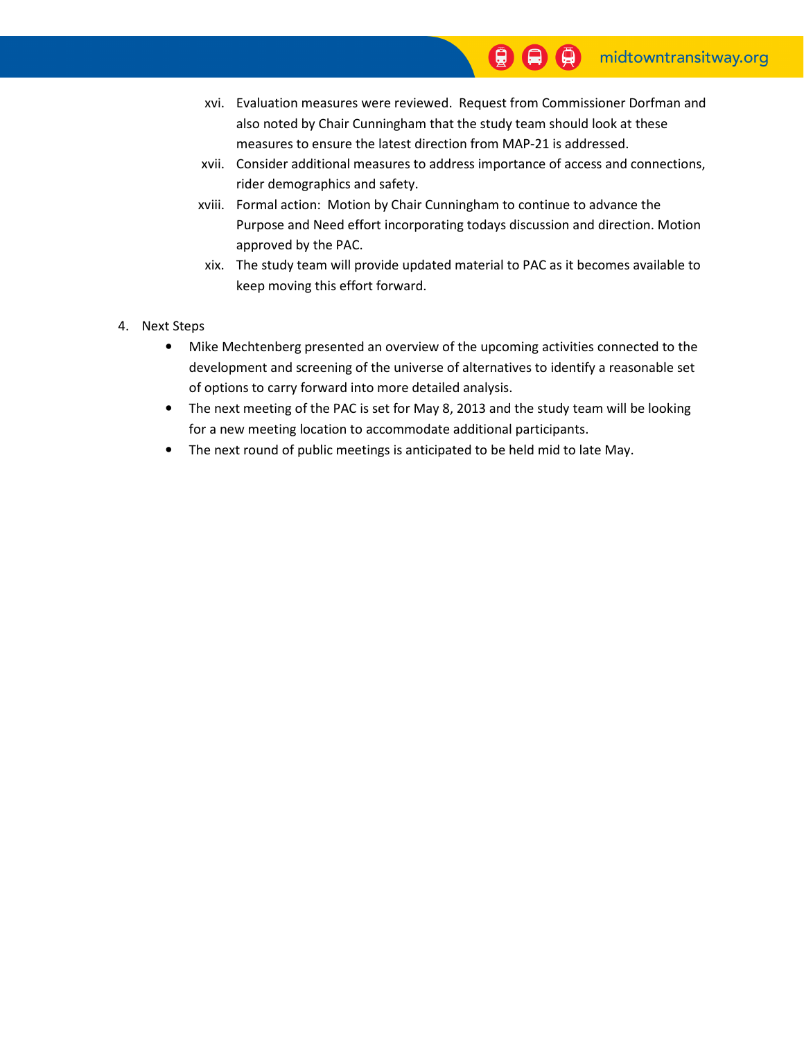xvi. Evaluation measures were reviewed. Request from Commissioner Dorfman and also noted by Chair Cunningham that the study team should look at these measures to ensure the latest direction from MAP-21 is addressed.

xvii. Consider additional measures to address importance of access and connections, rider demographics and safety.

xviii. Formal action: Motion by Chair Cunningham to continue to advance the Purpose and Need effort incorporating todays discussion and direction. Motion approved by the PAC.

xix. The study team will provide updated material to PAC as it becomes available to keep moving this effort forward.

4. Next Steps
   - Mike Mechtenberg presented an overview of the upcoming activities connected to the development and screening of the universe of alternatives to identify a reasonable set of options to carry forward into more detailed analysis.
   - The next meeting of the PAC is set for May 8, 2013 and the study team will be looking for a new meeting location to accommodate additional participants.
   - The next round of public meetings is anticipated to be held mid to late May.